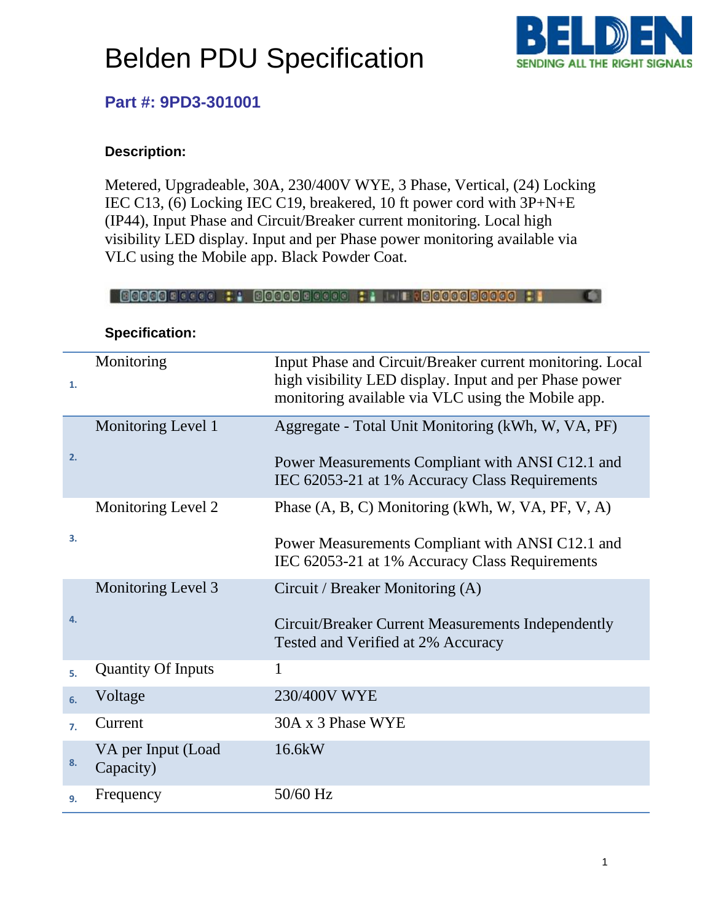# Belden PDU Specification

**Part #: 9PD3-301001**

**Description:**

Metered, Upgradeable, 30A, 230/400V WYE, 3 Phase, Vertical, (24) Locking IEC C13, (6) Locking IEC C19, breakered, 10 ft power cord with 3P+N+E (IP44), Input Phase and Circuit/Breaker current monitoring. Local high visibility LED display. Input and per Phase power monitoring available via VLC using the Mobile app. Black Powder Coat.

**Specification:**

| # | Item | Specification |
| --- | --- | --- |
| 1. | Monitoring | Input Phase and Circuit/Breaker current monitoring. Local high visibility LED display. Input and per Phase power monitoring available via VLC using the Mobile app. |
| 2. | Monitoring Level 1 | Aggregate - Total Unit Monitoring (kWh, W, VA, PF)<br><br>Power Measurements Compliant with ANSI C12.1 and IEC 62053-21 at 1% Accuracy Class Requirements |
| 3. | Monitoring Level 2 | Phase (A, B, C) Monitoring (kWh, W, VA, PF, V, A)<br><br>Power Measurements Compliant with ANSI C12.1 and IEC 62053-21 at 1% Accuracy Class Requirements |
| 4. | Monitoring Level 3 | Circuit / Breaker Monitoring (A)<br><br>Circuit/Breaker Current Measurements Independently Tested and Verified at 2% Accuracy |
| 5. | Quantity Of Inputs | 1 |
| 6. | Voltage | 230/400V WYE |
| 7. | Current | 30A x 3 Phase WYE |
| 8. | VA per Input (Load Capacity) | 16.6kW |
| 9. | Frequency | 50/60 Hz |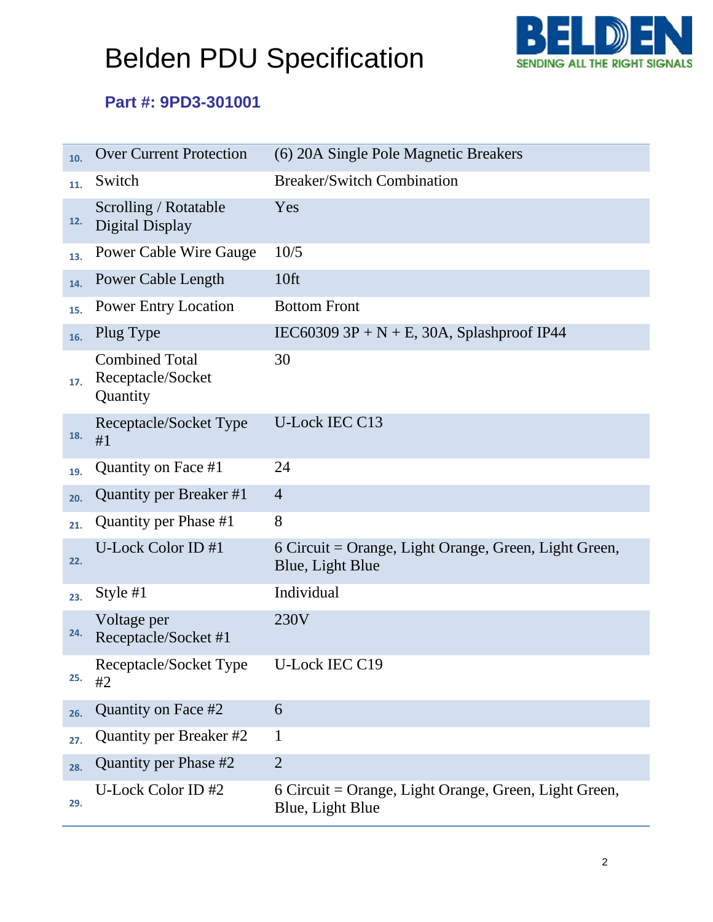# Belden PDU Specification

**Part #: 9PD3-301001**

| | | |
|---|---|---|
| 10. | Over Current Protection | (6) 20A Single Pole Magnetic Breakers |
| 11. | Switch | Breaker/Switch Combination |
| 12. | Scrolling / Rotatable Digital Display | Yes |
| 13. | Power Cable Wire Gauge | 10/5 |
| 14. | Power Cable Length | 10ft |
| 15. | Power Entry Location | Bottom Front |
| 16. | Plug Type | IEC60309 3P + N + E, 30A, Splashproof IP44 |
| 17. | Combined Total Receptacle/Socket Quantity | 30 |
| 18. | Receptacle/Socket Type #1 | U-Lock IEC C13 |
| 19. | Quantity on Face #1 | 24 |
| 20. | Quantity per Breaker #1 | 4 |
| 21. | Quantity per Phase #1 | 8 |
| 22. | U-Lock Color ID #1 | 6 Circuit = Orange, Light Orange, Green, Light Green, Blue, Light Blue |
| 23. | Style #1 | Individual |
| 24. | Voltage per Receptacle/Socket #1 | 230V |
| 25. | Receptacle/Socket Type #2 | U-Lock IEC C19 |
| 26. | Quantity on Face #2 | 6 |
| 27. | Quantity per Breaker #2 | 1 |
| 28. | Quantity per Phase #2 | 2 |
| 29. | U-Lock Color ID #2 | 6 Circuit = Orange, Light Orange, Green, Light Green, Blue, Light Blue |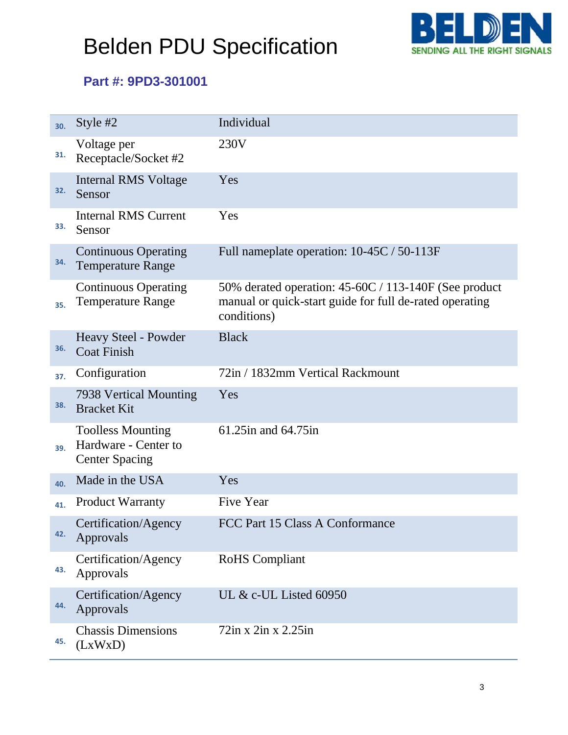# Belden PDU Specification

## Part #: 9PD3-301001

| | | |
|---|---|---|
| 30. | Style #2 | Individual |
| 31. | Voltage per Receptacle/Socket #2 | 230V |
| 32. | Internal RMS Voltage Sensor | Yes |
| 33. | Internal RMS Current Sensor | Yes |
| 34. | Continuous Operating Temperature Range | Full nameplate operation: 10-45C / 50-113F |
| 35. | Continuous Operating Temperature Range | 50% derated operation: 45-60C / 113-140F (See product manual or quick-start guide for full de-rated operating conditions) |
| 36. | Heavy Steel - Powder Coat Finish | Black |
| 37. | Configuration | 72in / 1832mm Vertical Rackmount |
| 38. | 7938 Vertical Mounting Bracket Kit | Yes |
| 39. | Toolless Mounting Hardware - Center to Center Spacing | 61.25in and 64.75in |
| 40. | Made in the USA | Yes |
| 41. | Product Warranty | Five Year |
| 42. | Certification/Agency Approvals | FCC Part 15 Class A Conformance |
| 43. | Certification/Agency Approvals | RoHS Compliant |
| 44. | Certification/Agency Approvals | UL & c-UL Listed 60950 |
| 45. | Chassis Dimensions (LxWxD) | 72in x 2in x 2.25in |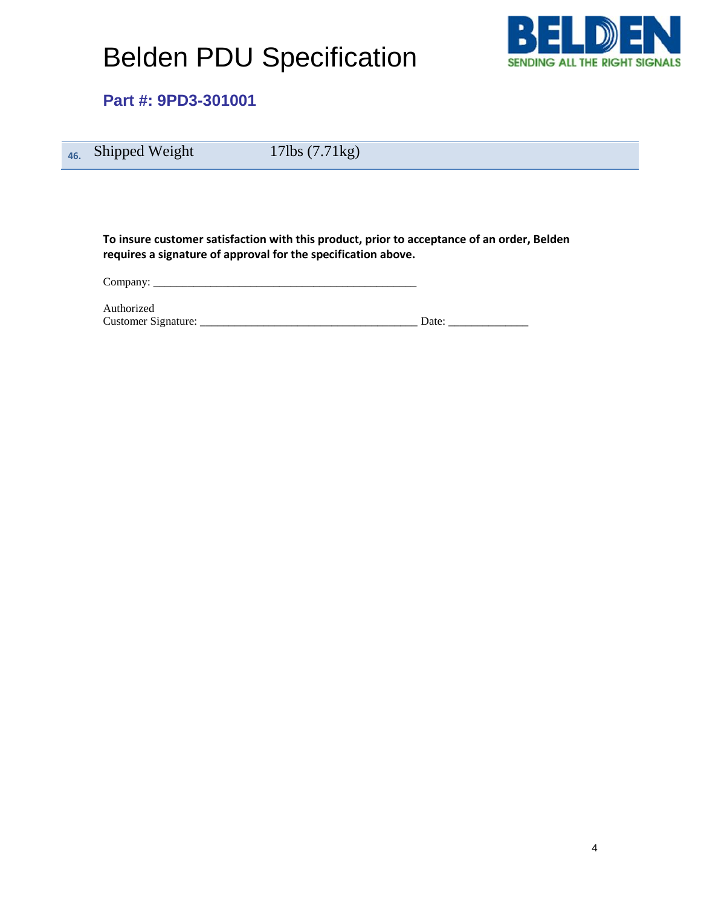# Belden PDU Specification

## Part #: 9PD3-301001

| | | |
|---|---|---|
| 46. | Shipped Weight | 17lbs (7.71kg) |

**To insure customer satisfaction with this product, prior to acceptance of an order, Belden requires a signature of approval for the specification above.**

Company: _______________________________________________

Authorized
Customer Signature: _______________________________________ Date: ______________